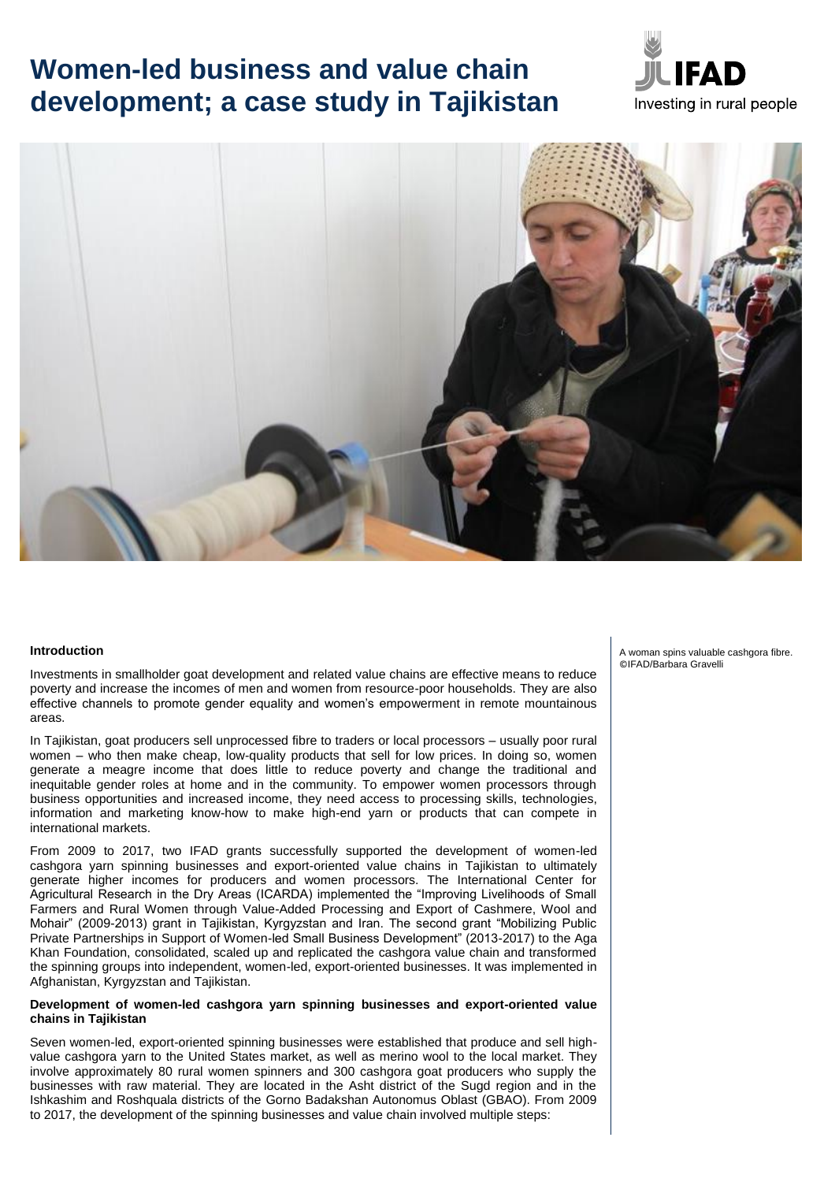# Women-led business and value chain development; a case study in Tajikistan

A woman spins valuable cashgora fibre. ©IFAD/Barbara Gravelli

**Introduction**

Investments in smallholder goat development and related value chains are effective means to reduce poverty and increase the incomes of men and women from resource-poor households. They are also effective channels to promote gender equality and women's empowerment in remote mountainous areas.

In Tajikistan, goat producers sell unprocessed fibre to traders or local processors – usually poor rural women – who then make cheap, low-quality products that sell for low prices. In doing so, women generate a meagre income that does little to reduce poverty and change the traditional and inequitable gender roles at home and in the community. To empower women processors through business opportunities and increased income, they need access to processing skills, technologies, information and marketing know-how to make high-end yarn or products that can compete in international markets.

From 2009 to 2017, two IFAD grants successfully supported the development of women-led cashgora yarn spinning businesses and export-oriented value chains in Tajikistan to ultimately generate higher incomes for producers and women processors. The International Center for Agricultural Research in the Dry Areas (ICARDA) implemented the "Improving Livelihoods of Small Farmers and Rural Women through Value-Added Processing and Export of Cashmere, Wool and Mohair" (2009-2013) grant in Tajikistan, Kyrgyzstan and Iran. The second grant "Mobilizing Public Private Partnerships in Support of Women-led Small Business Development" (2013-2017) to the Aga Khan Foundation, consolidated, scaled up and replicated the cashgora value chain and transformed the spinning groups into independent, women-led, export-oriented businesses. It was implemented in Afghanistan, Kyrgyzstan and Tajikistan.

**Development of women-led cashgora yarn spinning businesses and export-oriented value chains in Tajikistan**

Seven women-led, export-oriented spinning businesses were established that produce and sell high-value cashgora yarn to the United States market, as well as merino wool to the local market. They involve approximately 80 rural women spinners and 300 cashgora goat producers who supply the businesses with raw material. They are located in the Asht district of the Sugd region and in the Ishkashim and Roshquala districts of the Gorno Badakshan Autonomus Oblast (GBAO). From 2009 to 2017, the development of the spinning businesses and value chain involved multiple steps: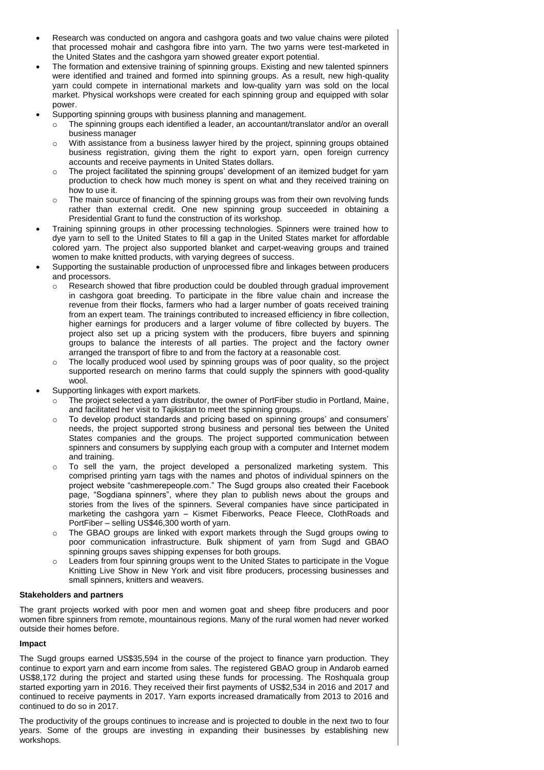- Research was conducted on angora and cashgora goats and two value chains were piloted that processed mohair and cashgora fibre into yarn. The two yarns were test-marketed in the United States and the cashgora yarn showed greater export potential.
- The formation and extensive training of spinning groups. Existing and new talented spinners were identified and trained and formed into spinning groups. As a result, new high-quality yarn could compete in international markets and low-quality yarn was sold on the local market. Physical workshops were created for each spinning group and equipped with solar power.
- Supporting spinning groups with business planning and management.
  - The spinning groups each identified a leader, an accountant/translator and/or an overall business manager
  - With assistance from a business lawyer hired by the project, spinning groups obtained business registration, giving them the right to export yarn, open foreign currency accounts and receive payments in United States dollars.
  - The project facilitated the spinning groups' development of an itemized budget for yarn production to check how much money is spent on what and they received training on how to use it.
  - The main source of financing of the spinning groups was from their own revolving funds rather than external credit. One new spinning group succeeded in obtaining a Presidential Grant to fund the construction of its workshop.
- Training spinning groups in other processing technologies. Spinners were trained how to dye yarn to sell to the United States to fill a gap in the United States market for affordable colored yarn. The project also supported blanket and carpet-weaving groups and trained women to make knitted products, with varying degrees of success.
- Supporting the sustainable production of unprocessed fibre and linkages between producers and processors.
  - Research showed that fibre production could be doubled through gradual improvement in cashgora goat breeding. To participate in the fibre value chain and increase the revenue from their flocks, farmers who had a larger number of goats received training from an expert team. The trainings contributed to increased efficiency in fibre collection, higher earnings for producers and a larger volume of fibre collected by buyers. The project also set up a pricing system with the producers, fibre buyers and spinning groups to balance the interests of all parties. The project and the factory owner arranged the transport of fibre to and from the factory at a reasonable cost.
  - The locally produced wool used by spinning groups was of poor quality, so the project supported research on merino farms that could supply the spinners with good-quality wool.
- Supporting linkages with export markets.
  - The project selected a yarn distributor, the owner of PortFiber studio in Portland, Maine, and facilitated her visit to Tajikistan to meet the spinning groups.
  - To develop product standards and pricing based on spinning groups' and consumers' needs, the project supported strong business and personal ties between the United States companies and the groups. The project supported communication between spinners and consumers by supplying each group with a computer and Internet modem and training.
  - To sell the yarn, the project developed a personalized marketing system. This comprised printing yarn tags with the names and photos of individual spinners on the project website "cashmerepeople.com." The Sugd groups also created their Facebook page, "Sogdiana spinners", where they plan to publish news about the groups and stories from the lives of the spinners. Several companies have since participated in marketing the cashgora yarn – Kismet Fiberworks, Peace Fleece, ClothRoads and PortFiber – selling US$46,300 worth of yarn.
  - The GBAO groups are linked with export markets through the Sugd groups owing to poor communication infrastructure. Bulk shipment of yarn from Sugd and GBAO spinning groups saves shipping expenses for both groups.
  - Leaders from four spinning groups went to the United States to participate in the Vogue Knitting Live Show in New York and visit fibre producers, processing businesses and small spinners, knitters and weavers.

**Stakeholders and partners**

The grant projects worked with poor men and women goat and sheep fibre producers and poor women fibre spinners from remote, mountainous regions. Many of the rural women had never worked outside their homes before.

**Impact**

The Sugd groups earned US$35,594 in the course of the project to finance yarn production. They continue to export yarn and earn income from sales. The registered GBAO group in Andarob earned US$8,172 during the project and started using these funds for processing. The Roshquala group started exporting yarn in 2016. They received their first payments of US$2,534 in 2016 and 2017 and continued to receive payments in 2017. Yarn exports increased dramatically from 2013 to 2016 and continued to do so in 2017.

The productivity of the groups continues to increase and is projected to double in the next two to four years. Some of the groups are investing in expanding their businesses by establishing new workshops.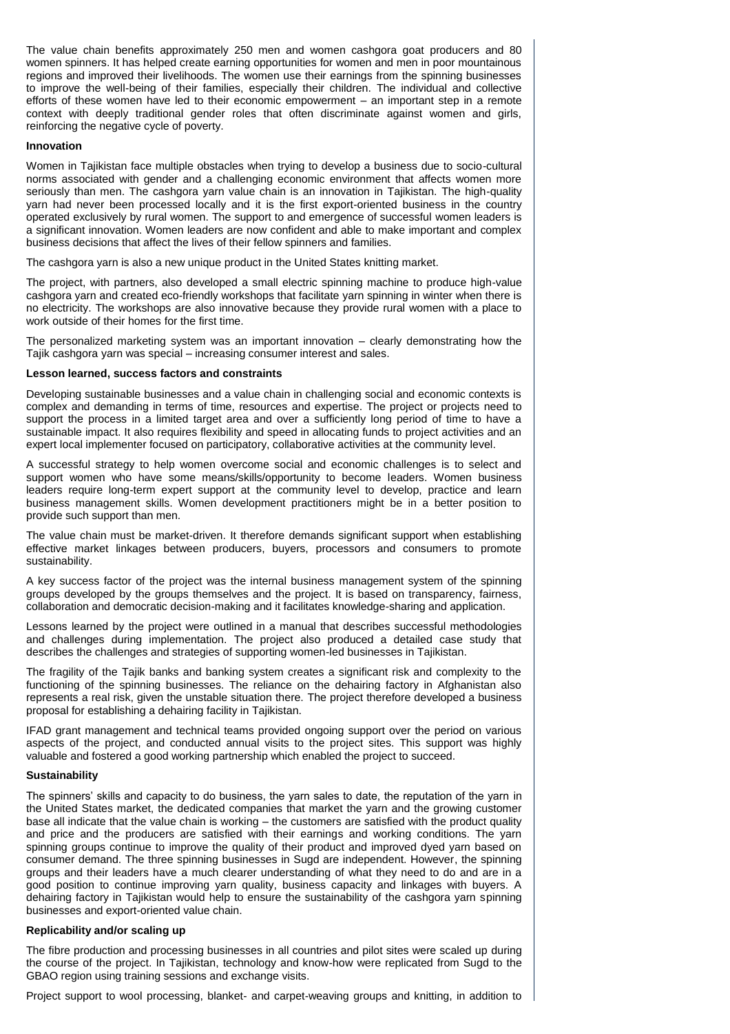The value chain benefits approximately 250 men and women cashgora goat producers and 80 women spinners. It has helped create earning opportunities for women and men in poor mountainous regions and improved their livelihoods. The women use their earnings from the spinning businesses to improve the well-being of their families, especially their children. The individual and collective efforts of these women have led to their economic empowerment – an important step in a remote context with deeply traditional gender roles that often discriminate against women and girls, reinforcing the negative cycle of poverty.

**Innovation**

Women in Tajikistan face multiple obstacles when trying to develop a business due to socio-cultural norms associated with gender and a challenging economic environment that affects women more seriously than men. The cashgora yarn value chain is an innovation in Tajikistan. The high-quality yarn had never been processed locally and it is the first export-oriented business in the country operated exclusively by rural women. The support to and emergence of successful women leaders is a significant innovation. Women leaders are now confident and able to make important and complex business decisions that affect the lives of their fellow spinners and families.

The cashgora yarn is also a new unique product in the United States knitting market.

The project, with partners, also developed a small electric spinning machine to produce high-value cashgora yarn and created eco-friendly workshops that facilitate yarn spinning in winter when there is no electricity. The workshops are also innovative because they provide rural women with a place to work outside of their homes for the first time.

The personalized marketing system was an important innovation – clearly demonstrating how the Tajik cashgora yarn was special – increasing consumer interest and sales.

**Lesson learned, success factors and constraints**

Developing sustainable businesses and a value chain in challenging social and economic contexts is complex and demanding in terms of time, resources and expertise. The project or projects need to support the process in a limited target area and over a sufficiently long period of time to have a sustainable impact. It also requires flexibility and speed in allocating funds to project activities and an expert local implementer focused on participatory, collaborative activities at the community level.

A successful strategy to help women overcome social and economic challenges is to select and support women who have some means/skills/opportunity to become leaders. Women business leaders require long-term expert support at the community level to develop, practice and learn business management skills. Women development practitioners might be in a better position to provide such support than men.

The value chain must be market-driven. It therefore demands significant support when establishing effective market linkages between producers, buyers, processors and consumers to promote sustainability.

A key success factor of the project was the internal business management system of the spinning groups developed by the groups themselves and the project. It is based on transparency, fairness, collaboration and democratic decision-making and it facilitates knowledge-sharing and application.

Lessons learned by the project were outlined in a manual that describes successful methodologies and challenges during implementation. The project also produced a detailed case study that describes the challenges and strategies of supporting women-led businesses in Tajikistan.

The fragility of the Tajik banks and banking system creates a significant risk and complexity to the functioning of the spinning businesses. The reliance on the dehairing factory in Afghanistan also represents a real risk, given the unstable situation there. The project therefore developed a business proposal for establishing a dehairing facility in Tajikistan.

IFAD grant management and technical teams provided ongoing support over the period on various aspects of the project, and conducted annual visits to the project sites. This support was highly valuable and fostered a good working partnership which enabled the project to succeed.

**Sustainability**

The spinners' skills and capacity to do business, the yarn sales to date, the reputation of the yarn in the United States market, the dedicated companies that market the yarn and the growing customer base all indicate that the value chain is working – the customers are satisfied with the product quality and price and the producers are satisfied with their earnings and working conditions. The yarn spinning groups continue to improve the quality of their product and improved dyed yarn based on consumer demand. The three spinning businesses in Sugd are independent. However, the spinning groups and their leaders have a much clearer understanding of what they need to do and are in a good position to continue improving yarn quality, business capacity and linkages with buyers. A dehairing factory in Tajikistan would help to ensure the sustainability of the cashgora yarn spinning businesses and export-oriented value chain.

**Replicability and/or scaling up**

The fibre production and processing businesses in all countries and pilot sites were scaled up during the course of the project. In Tajikistan, technology and know-how were replicated from Sugd to the GBAO region using training sessions and exchange visits.

Project support to wool processing, blanket- and carpet-weaving groups and knitting, in addition to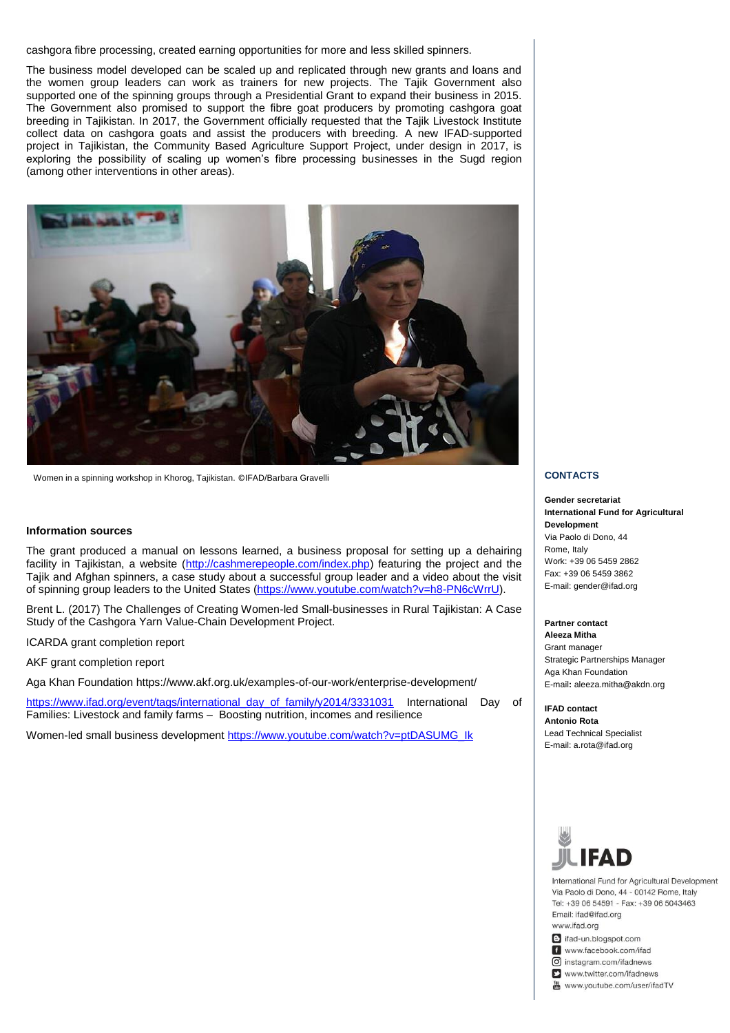cashgora fibre processing, created earning opportunities for more and less skilled spinners.

The business model developed can be scaled up and replicated through new grants and loans and the women group leaders can work as trainers for new projects. The Tajik Government also supported one of the spinning groups through a Presidential Grant to expand their business in 2015. The Government also promised to support the fibre goat producers by promoting cashgora goat breeding in Tajikistan. In 2017, the Government officially requested that the Tajik Livestock Institute collect data on cashgora goats and assist the producers with breeding. A new IFAD-supported project in Tajikistan, the Community Based Agriculture Support Project, under design in 2017, is exploring the possibility of scaling up women's fibre processing businesses in the Sugd region (among other interventions in other areas).

Women in a spinning workshop in Khorog, Tajikistan. ©IFAD/Barbara Gravelli

### Information sources

The grant produced a manual on lessons learned, a business proposal for setting up a dehairing facility in Tajikistan, a website (http://cashmerepeople.com/index.php) featuring the project and the Tajik and Afghan spinners, a case study about a successful group leader and a video about the visit of spinning group leaders to the United States (https://www.youtube.com/watch?v=h8-PN6cWrrU).

Brent L. (2017) The Challenges of Creating Women-led Small-businesses in Rural Tajikistan: A Case Study of the Cashgora Yarn Value-Chain Development Project.

ICARDA grant completion report

AKF grant completion report

Aga Khan Foundation https://www.akf.org.uk/examples-of-our-work/enterprise-development/

https://www.ifad.org/event/tags/international_day_of_family/y2014/3331031 International Day of Families: Livestock and family farms – Boosting nutrition, incomes and resilience

Women-led small business development https://www.youtube.com/watch?v=ptDASUMG_Ik

### CONTACTS

**Gender secretariat**
**International Fund for Agricultural Development**
Via Paolo di Dono, 44
Rome, Italy
Work: +39 06 5459 2862
Fax: +39 06 5459 3862
E-mail: gender@ifad.org

**Partner contact**
**Aleeza Mitha**
Grant manager
Strategic Partnerships Manager
Aga Khan Foundation
E-mail: aleeza.mitha@akdn.org

**IFAD contact**
**Antonio Rota**
Lead Technical Specialist
E-mail: a.rota@ifad.org

IFAD

International Fund for Agricultural Development
Via Paolo di Dono, 44 - 00142 Rome, Italy
Tel: +39 06 54591 - Fax: +39 06 5043463
Email: ifad@ifad.org
www.ifad.org

ifad-un.blogspot.com
www.facebook.com/ifad
instagram.com/ifadnews
www.twitter.com/ifadnews
www.youtube.com/user/ifadTV